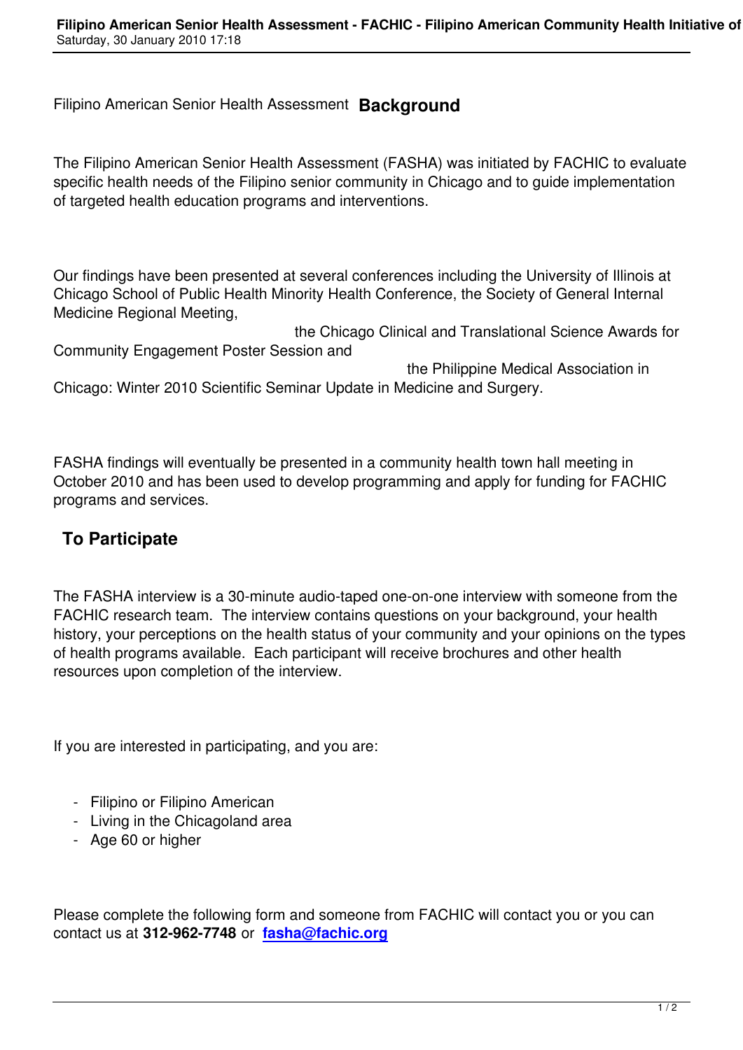Filipino American Senior Health Assessment **Background**

The Filipino American Senior Health Assessment (FASHA) was initiated by FACHIC to evaluate specific health needs of the Filipino senior community in Chicago and to guide implementation of targeted health education programs and interventions.

Our findings have been presented at several conferences including the University of Illinois at Chicago School of Public Health Minority Health Conference, the Society of General Internal Medicine Regional Meeting, the Chicago Clinical and Translational Science Awards for Community Engagement Poster Session and the Philippine Medical Association in Chicago: Winter 2010 Scientific Seminar Update in Medicine and Surgery.

FASHA findings will eventually be presented in a community health town hall meeting in October 2010 and has been used to develop programming and apply for funding for FACHIC programs and services.

## To Participate

The FASHA interview is a 30-minute audio-taped one-on-one interview with someone from the FACHIC research team. The interview contains questions on your background, your health history, your perceptions on the health status of your community and your opinions on the types of health programs available. Each participant will receive brochures and other health resources upon completion of the interview.

If you are interested in participating, and you are:

- Filipino or Filipino American
- Living in the Chicagoland area
- Age 60 or higher

Please complete the following form and someone from FACHIC will contact you or you can contact us at **312-962-7748** or **fasha@fachic.org**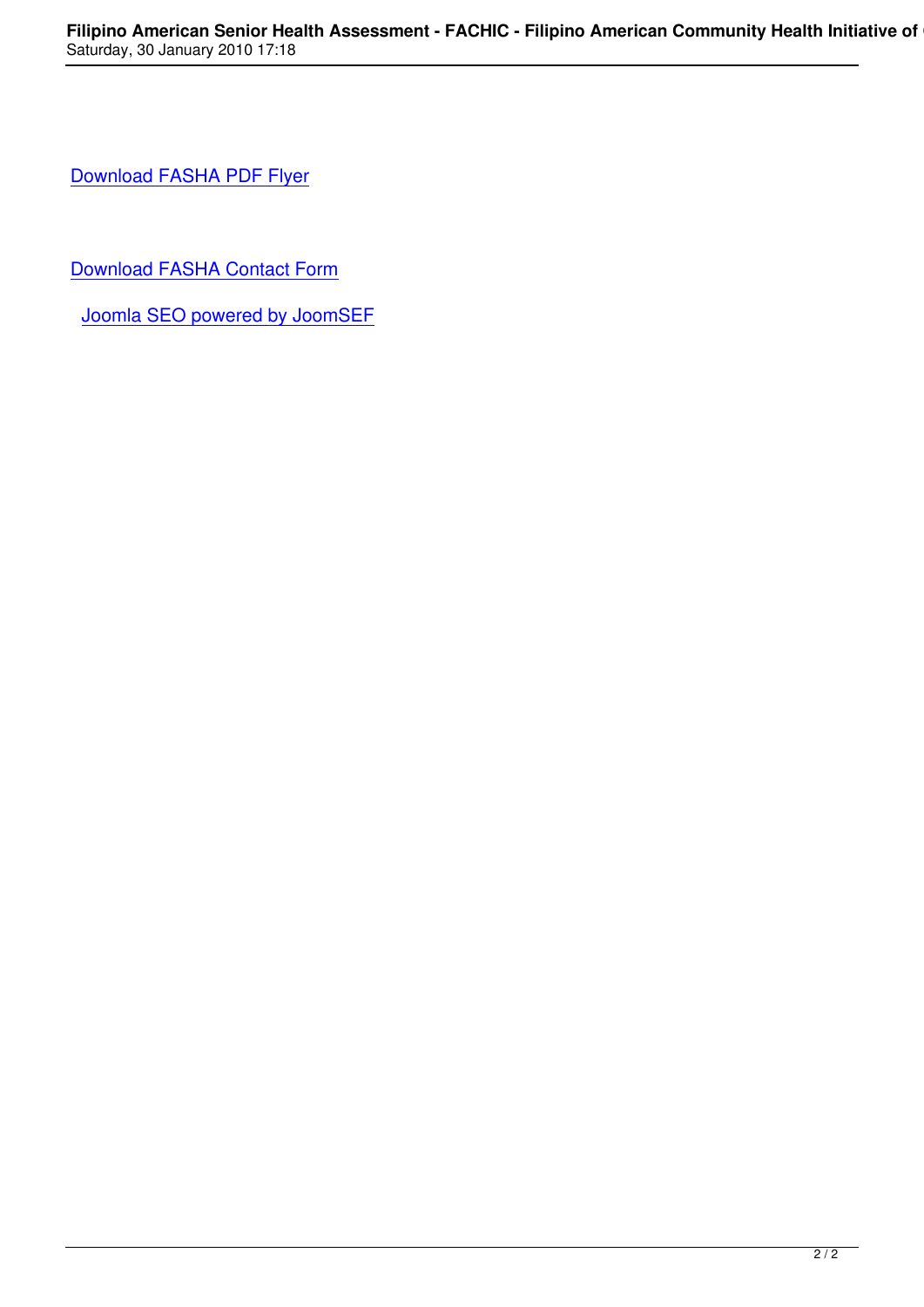[Download FASHA PDF Flyer]

[Download FASHA Contact Form]

[Joomla SEO powered by JoomSEF]